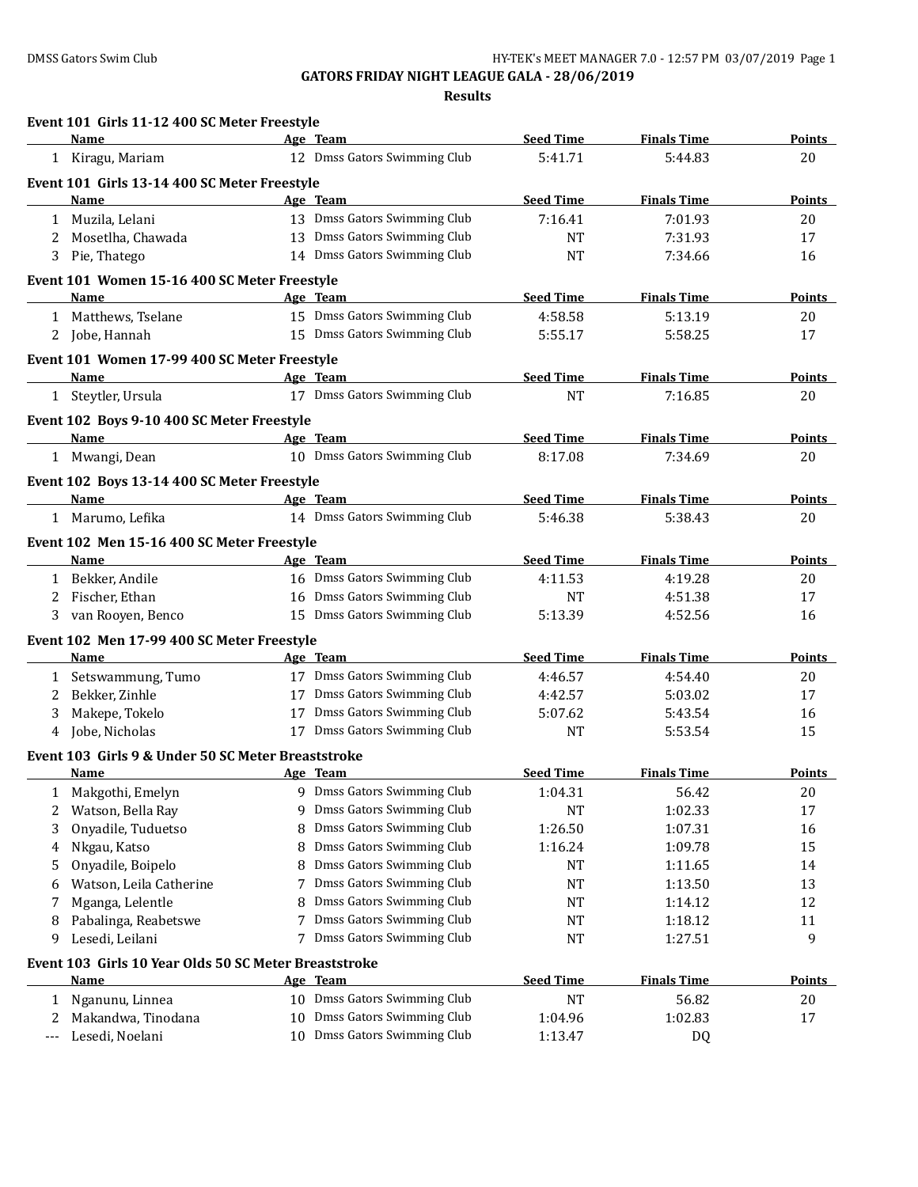# GATORS FRIDAY NIGHT LEAGUE GALA - 28/06/2019

## Results

### Event 101 Girls 11-12 400 SC Meter Freestyle

| | Name | Age | Team | Seed Time | Finals Time | Points |
|---|---|---|---|---|---|---|
| 1 | Kiragu, Mariam | 12 | Dmss Gators Swimming Club | 5:41.71 | 5:44.83 | 20 |

### Event 101 Girls 13-14 400 SC Meter Freestyle

| | Name | Age | Team | Seed Time | Finals Time | Points |
|---|---|---|---|---|---|---|
| 1 | Muzila, Lelani | 13 | Dmss Gators Swimming Club | 7:16.41 | 7:01.93 | 20 |
| 2 | Mosetlha, Chawada | 13 | Dmss Gators Swimming Club | NT | 7:31.93 | 17 |
| 3 | Pie, Thatego | 14 | Dmss Gators Swimming Club | NT | 7:34.66 | 16 |

### Event 101 Women 15-16 400 SC Meter Freestyle

| | Name | Age | Team | Seed Time | Finals Time | Points |
|---|---|---|---|---|---|---|
| 1 | Matthews, Tselane | 15 | Dmss Gators Swimming Club | 4:58.58 | 5:13.19 | 20 |
| 2 | Jobe, Hannah | 15 | Dmss Gators Swimming Club | 5:55.17 | 5:58.25 | 17 |

### Event 101 Women 17-99 400 SC Meter Freestyle

| | Name | Age | Team | Seed Time | Finals Time | Points |
|---|---|---|---|---|---|---|
| 1 | Steytler, Ursula | 17 | Dmss Gators Swimming Club | NT | 7:16.85 | 20 |

### Event 102 Boys 9-10 400 SC Meter Freestyle

| | Name | Age | Team | Seed Time | Finals Time | Points |
|---|---|---|---|---|---|---|
| 1 | Mwangi, Dean | 10 | Dmss Gators Swimming Club | 8:17.08 | 7:34.69 | 20 |

### Event 102 Boys 13-14 400 SC Meter Freestyle

| | Name | Age | Team | Seed Time | Finals Time | Points |
|---|---|---|---|---|---|---|
| 1 | Marumo, Lefika | 14 | Dmss Gators Swimming Club | 5:46.38 | 5:38.43 | 20 |

### Event 102 Men 15-16 400 SC Meter Freestyle

| | Name | Age | Team | Seed Time | Finals Time | Points |
|---|---|---|---|---|---|---|
| 1 | Bekker, Andile | 16 | Dmss Gators Swimming Club | 4:11.53 | 4:19.28 | 20 |
| 2 | Fischer, Ethan | 16 | Dmss Gators Swimming Club | NT | 4:51.38 | 17 |
| 3 | van Rooyen, Benco | 15 | Dmss Gators Swimming Club | 5:13.39 | 4:52.56 | 16 |

### Event 102 Men 17-99 400 SC Meter Freestyle

| | Name | Age | Team | Seed Time | Finals Time | Points |
|---|---|---|---|---|---|---|
| 1 | Setswammung, Tumo | 17 | Dmss Gators Swimming Club | 4:46.57 | 4:54.40 | 20 |
| 2 | Bekker, Zinhle | 17 | Dmss Gators Swimming Club | 4:42.57 | 5:03.02 | 17 |
| 3 | Makepe, Tokelo | 17 | Dmss Gators Swimming Club | 5:07.62 | 5:43.54 | 16 |
| 4 | Jobe, Nicholas | 17 | Dmss Gators Swimming Club | NT | 5:53.54 | 15 |

### Event 103 Girls 9 & Under 50 SC Meter Breaststroke

| | Name | Age | Team | Seed Time | Finals Time | Points |
|---|---|---|---|---|---|---|
| 1 | Makgothi, Emelyn | 9 | Dmss Gators Swimming Club | 1:04.31 | 56.42 | 20 |
| 2 | Watson, Bella Ray | 9 | Dmss Gators Swimming Club | NT | 1:02.33 | 17 |
| 3 | Onyadile, Tuduetso | 8 | Dmss Gators Swimming Club | 1:26.50 | 1:07.31 | 16 |
| 4 | Nkgau, Katso | 8 | Dmss Gators Swimming Club | 1:16.24 | 1:09.78 | 15 |
| 5 | Onyadile, Boipelo | 8 | Dmss Gators Swimming Club | NT | 1:11.65 | 14 |
| 6 | Watson, Leila Catherine | 7 | Dmss Gators Swimming Club | NT | 1:13.50 | 13 |
| 7 | Mganga, Lelentle | 8 | Dmss Gators Swimming Club | NT | 1:14.12 | 12 |
| 8 | Pabalinga, Reabetswe | 7 | Dmss Gators Swimming Club | NT | 1:18.12 | 11 |
| 9 | Lesedi, Leilani | 7 | Dmss Gators Swimming Club | NT | 1:27.51 | 9 |

### Event 103 Girls 10 Year Olds 50 SC Meter Breaststroke

| | Name | Age | Team | Seed Time | Finals Time | Points |
|---|---|---|---|---|---|---|
| 1 | Nganunu, Linnea | 10 | Dmss Gators Swimming Club | NT | 56.82 | 20 |
| 2 | Makandwa, Tinodana | 10 | Dmss Gators Swimming Club | 1:04.96 | 1:02.83 | 17 |
| --- | Lesedi, Noelani | 10 | Dmss Gators Swimming Club | 1:13.47 | DQ | |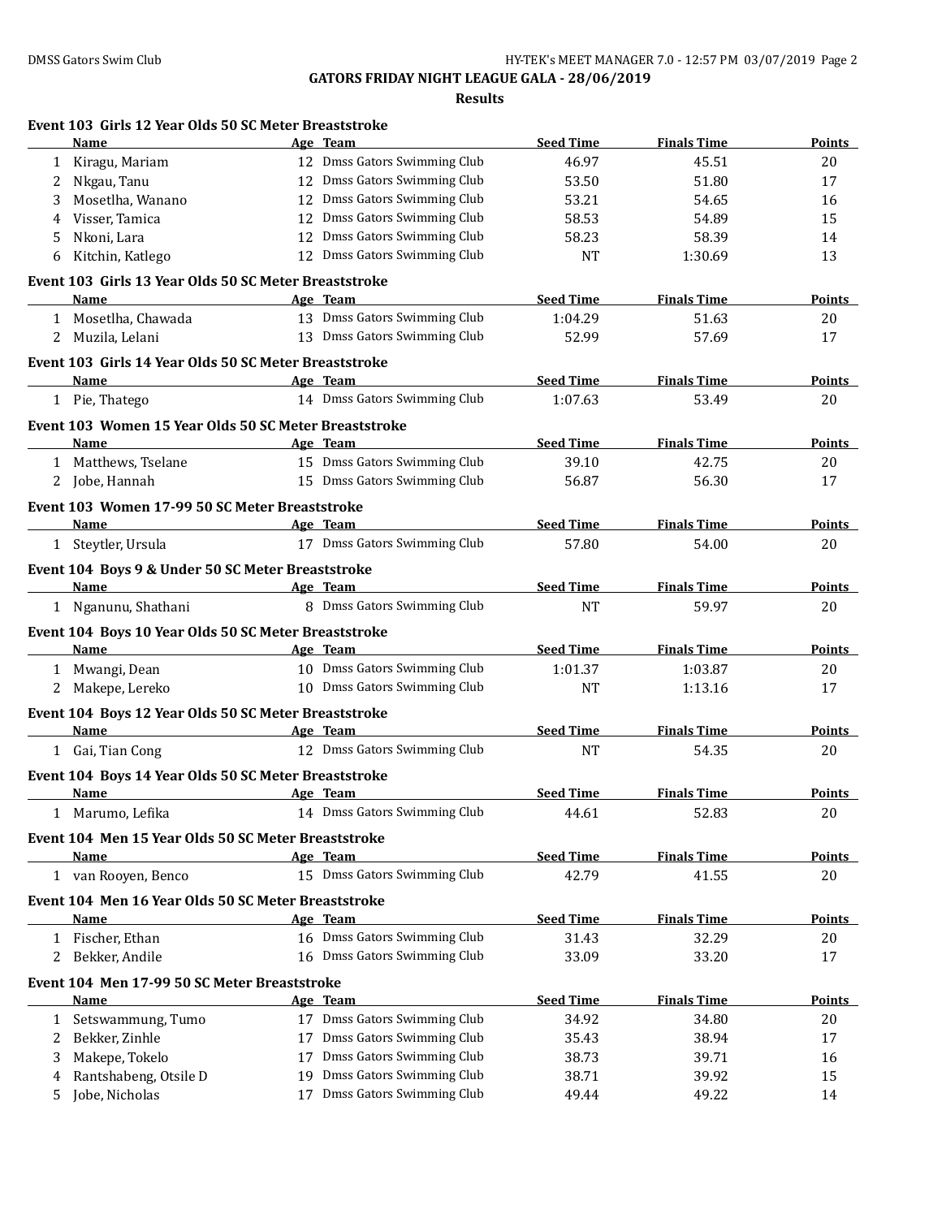**GATORS FRIDAY NIGHT LEAGUE GALA - 28/06/2019**

**Results**

### Event 103 Girls 12 Year Olds 50 SC Meter Breaststroke

| | Name | Age | Team | Seed Time | Finals Time | Points |
|---|---|---|---|---|---|---|
| 1 | Kiragu, Mariam | 12 | Dmss Gators Swimming Club | 46.97 | 45.51 | 20 |
| 2 | Nkgau, Tanu | 12 | Dmss Gators Swimming Club | 53.50 | 51.80 | 17 |
| 3 | Mosetlha, Wanano | 12 | Dmss Gators Swimming Club | 53.21 | 54.65 | 16 |
| 4 | Visser, Tamica | 12 | Dmss Gators Swimming Club | 58.53 | 54.89 | 15 |
| 5 | Nkoni, Lara | 12 | Dmss Gators Swimming Club | 58.23 | 58.39 | 14 |
| 6 | Kitchin, Katlego | 12 | Dmss Gators Swimming Club | NT | 1:30.69 | 13 |

### Event 103 Girls 13 Year Olds 50 SC Meter Breaststroke

| | Name | Age | Team | Seed Time | Finals Time | Points |
|---|---|---|---|---|---|---|
| 1 | Mosetlha, Chawada | 13 | Dmss Gators Swimming Club | 1:04.29 | 51.63 | 20 |
| 2 | Muzila, Lelani | 13 | Dmss Gators Swimming Club | 52.99 | 57.69 | 17 |

### Event 103 Girls 14 Year Olds 50 SC Meter Breaststroke

| | Name | Age | Team | Seed Time | Finals Time | Points |
|---|---|---|---|---|---|---|
| 1 | Pie, Thatego | 14 | Dmss Gators Swimming Club | 1:07.63 | 53.49 | 20 |

### Event 103 Women 15 Year Olds 50 SC Meter Breaststroke

| | Name | Age | Team | Seed Time | Finals Time | Points |
|---|---|---|---|---|---|---|
| 1 | Matthews, Tselane | 15 | Dmss Gators Swimming Club | 39.10 | 42.75 | 20 |
| 2 | Jobe, Hannah | 15 | Dmss Gators Swimming Club | 56.87 | 56.30 | 17 |

### Event 103 Women 17-99 50 SC Meter Breaststroke

| | Name | Age | Team | Seed Time | Finals Time | Points |
|---|---|---|---|---|---|---|
| 1 | Steytler, Ursula | 17 | Dmss Gators Swimming Club | 57.80 | 54.00 | 20 |

### Event 104 Boys 9 & Under 50 SC Meter Breaststroke

| | Name | Age | Team | Seed Time | Finals Time | Points |
|---|---|---|---|---|---|---|
| 1 | Nganunu, Shathani | 8 | Dmss Gators Swimming Club | NT | 59.97 | 20 |

### Event 104 Boys 10 Year Olds 50 SC Meter Breaststroke

| | Name | Age | Team | Seed Time | Finals Time | Points |
|---|---|---|---|---|---|---|
| 1 | Mwangi, Dean | 10 | Dmss Gators Swimming Club | 1:01.37 | 1:03.87 | 20 |
| 2 | Makepe, Lereko | 10 | Dmss Gators Swimming Club | NT | 1:13.16 | 17 |

### Event 104 Boys 12 Year Olds 50 SC Meter Breaststroke

| | Name | Age | Team | Seed Time | Finals Time | Points |
|---|---|---|---|---|---|---|
| 1 | Gai, Tian Cong | 12 | Dmss Gators Swimming Club | NT | 54.35 | 20 |

### Event 104 Boys 14 Year Olds 50 SC Meter Breaststroke

| | Name | Age | Team | Seed Time | Finals Time | Points |
|---|---|---|---|---|---|---|
| 1 | Marumo, Lefika | 14 | Dmss Gators Swimming Club | 44.61 | 52.83 | 20 |

### Event 104 Men 15 Year Olds 50 SC Meter Breaststroke

| | Name | Age | Team | Seed Time | Finals Time | Points |
|---|---|---|---|---|---|---|
| 1 | van Rooyen, Benco | 15 | Dmss Gators Swimming Club | 42.79 | 41.55 | 20 |

### Event 104 Men 16 Year Olds 50 SC Meter Breaststroke

| | Name | Age | Team | Seed Time | Finals Time | Points |
|---|---|---|---|---|---|---|
| 1 | Fischer, Ethan | 16 | Dmss Gators Swimming Club | 31.43 | 32.29 | 20 |
| 2 | Bekker, Andile | 16 | Dmss Gators Swimming Club | 33.09 | 33.20 | 17 |

### Event 104 Men 17-99 50 SC Meter Breaststroke

| | Name | Age | Team | Seed Time | Finals Time | Points |
|---|---|---|---|---|---|---|
| 1 | Setswammung, Tumo | 17 | Dmss Gators Swimming Club | 34.92 | 34.80 | 20 |
| 2 | Bekker, Zinhle | 17 | Dmss Gators Swimming Club | 35.43 | 38.94 | 17 |
| 3 | Makepe, Tokelo | 17 | Dmss Gators Swimming Club | 38.73 | 39.71 | 16 |
| 4 | Rantshabeng, Otsile D | 19 | Dmss Gators Swimming Club | 38.71 | 39.92 | 15 |
| 5 | Jobe, Nicholas | 17 | Dmss Gators Swimming Club | 49.44 | 49.22 | 14 |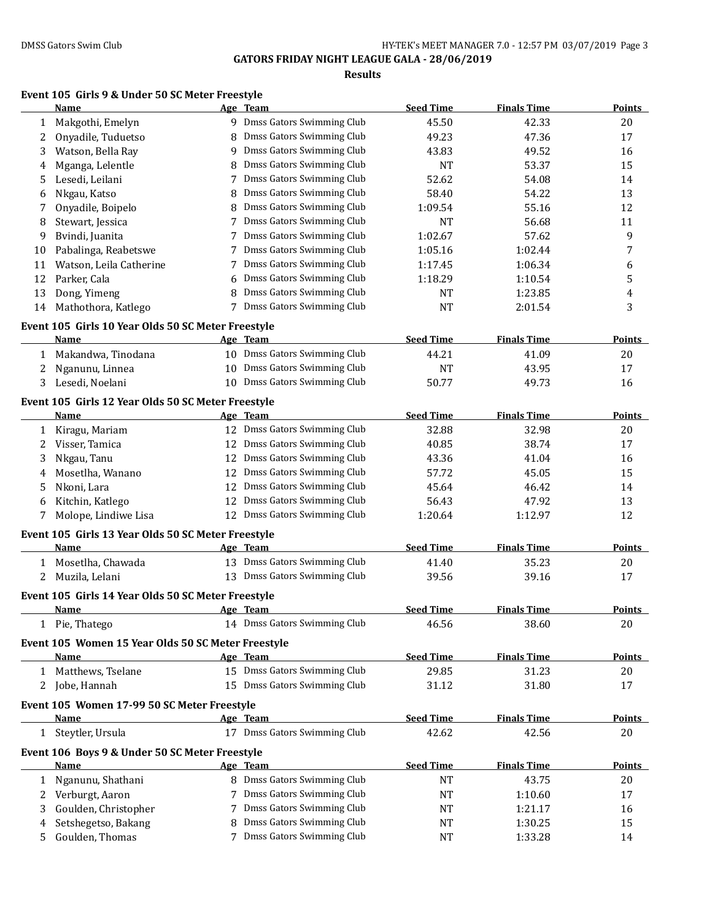## GATORS FRIDAY NIGHT LEAGUE GALA - 28/06/2019

### Results

**Event 105 Girls 9 & Under 50 SC Meter Freestyle**

| | Name | Age | Team | Seed Time | Finals Time | Points |
|---|---|---|---|---|---|---|
| 1 | Makgothi, Emelyn | 9 | Dmss Gators Swimming Club | 45.50 | 42.33 | 20 |
| 2 | Onyadile, Tuduetso | 8 | Dmss Gators Swimming Club | 49.23 | 47.36 | 17 |
| 3 | Watson, Bella Ray | 9 | Dmss Gators Swimming Club | 43.83 | 49.52 | 16 |
| 4 | Mganga, Lelentle | 8 | Dmss Gators Swimming Club | NT | 53.37 | 15 |
| 5 | Lesedi, Leilani | 7 | Dmss Gators Swimming Club | 52.62 | 54.08 | 14 |
| 6 | Nkgau, Katso | 8 | Dmss Gators Swimming Club | 58.40 | 54.22 | 13 |
| 7 | Onyadile, Boipelo | 8 | Dmss Gators Swimming Club | 1:09.54 | 55.16 | 12 |
| 8 | Stewart, Jessica | 7 | Dmss Gators Swimming Club | NT | 56.68 | 11 |
| 9 | Bvindi, Juanita | 7 | Dmss Gators Swimming Club | 1:02.67 | 57.62 | 9 |
| 10 | Pabalinga, Reabetswe | 7 | Dmss Gators Swimming Club | 1:05.16 | 1:02.44 | 7 |
| 11 | Watson, Leila Catherine | 7 | Dmss Gators Swimming Club | 1:17.45 | 1:06.34 | 6 |
| 12 | Parker, Cala | 6 | Dmss Gators Swimming Club | 1:18.29 | 1:10.54 | 5 |
| 13 | Dong, Yimeng | 8 | Dmss Gators Swimming Club | NT | 1:23.85 | 4 |
| 14 | Mathothora, Katlego | 7 | Dmss Gators Swimming Club | NT | 2:01.54 | 3 |

**Event 105 Girls 10 Year Olds 50 SC Meter Freestyle**

| | Name | Age | Team | Seed Time | Finals Time | Points |
|---|---|---|---|---|---|---|
| 1 | Makandwa, Tinodana | 10 | Dmss Gators Swimming Club | 44.21 | 41.09 | 20 |
| 2 | Nganunu, Linnea | 10 | Dmss Gators Swimming Club | NT | 43.95 | 17 |
| 3 | Lesedi, Noelani | 10 | Dmss Gators Swimming Club | 50.77 | 49.73 | 16 |

**Event 105 Girls 12 Year Olds 50 SC Meter Freestyle**

| | Name | Age | Team | Seed Time | Finals Time | Points |
|---|---|---|---|---|---|---|
| 1 | Kiragu, Mariam | 12 | Dmss Gators Swimming Club | 32.88 | 32.98 | 20 |
| 2 | Visser, Tamica | 12 | Dmss Gators Swimming Club | 40.85 | 38.74 | 17 |
| 3 | Nkgau, Tanu | 12 | Dmss Gators Swimming Club | 43.36 | 41.04 | 16 |
| 4 | Mosetlha, Wanano | 12 | Dmss Gators Swimming Club | 57.72 | 45.05 | 15 |
| 5 | Nkoni, Lara | 12 | Dmss Gators Swimming Club | 45.64 | 46.42 | 14 |
| 6 | Kitchin, Katlego | 12 | Dmss Gators Swimming Club | 56.43 | 47.92 | 13 |
| 7 | Molope, Lindiwe Lisa | 12 | Dmss Gators Swimming Club | 1:20.64 | 1:12.97 | 12 |

**Event 105 Girls 13 Year Olds 50 SC Meter Freestyle**

| | Name | Age | Team | Seed Time | Finals Time | Points |
|---|---|---|---|---|---|---|
| 1 | Mosetlha, Chawada | 13 | Dmss Gators Swimming Club | 41.40 | 35.23 | 20 |
| 2 | Muzila, Lelani | 13 | Dmss Gators Swimming Club | 39.56 | 39.16 | 17 |

**Event 105 Girls 14 Year Olds 50 SC Meter Freestyle**

| | Name | Age | Team | Seed Time | Finals Time | Points |
|---|---|---|---|---|---|---|
| 1 | Pie, Thatego | 14 | Dmss Gators Swimming Club | 46.56 | 38.60 | 20 |

**Event 105 Women 15 Year Olds 50 SC Meter Freestyle**

| | Name | Age | Team | Seed Time | Finals Time | Points |
|---|---|---|---|---|---|---|
| 1 | Matthews, Tselane | 15 | Dmss Gators Swimming Club | 29.85 | 31.23 | 20 |
| 2 | Jobe, Hannah | 15 | Dmss Gators Swimming Club | 31.12 | 31.80 | 17 |

**Event 105 Women 17-99 50 SC Meter Freestyle**

| | Name | Age | Team | Seed Time | Finals Time | Points |
|---|---|---|---|---|---|---|
| 1 | Steytler, Ursula | 17 | Dmss Gators Swimming Club | 42.62 | 42.56 | 20 |

**Event 106 Boys 9 & Under 50 SC Meter Freestyle**

| | Name | Age | Team | Seed Time | Finals Time | Points |
|---|---|---|---|---|---|---|
| 1 | Nganunu, Shathani | 8 | Dmss Gators Swimming Club | NT | 43.75 | 20 |
| 2 | Verburgt, Aaron | 7 | Dmss Gators Swimming Club | NT | 1:10.60 | 17 |
| 3 | Goulden, Christopher | 7 | Dmss Gators Swimming Club | NT | 1:21.17 | 16 |
| 4 | Setshegetso, Bakang | 8 | Dmss Gators Swimming Club | NT | 1:30.25 | 15 |
| 5 | Goulden, Thomas | 7 | Dmss Gators Swimming Club | NT | 1:33.28 | 14 |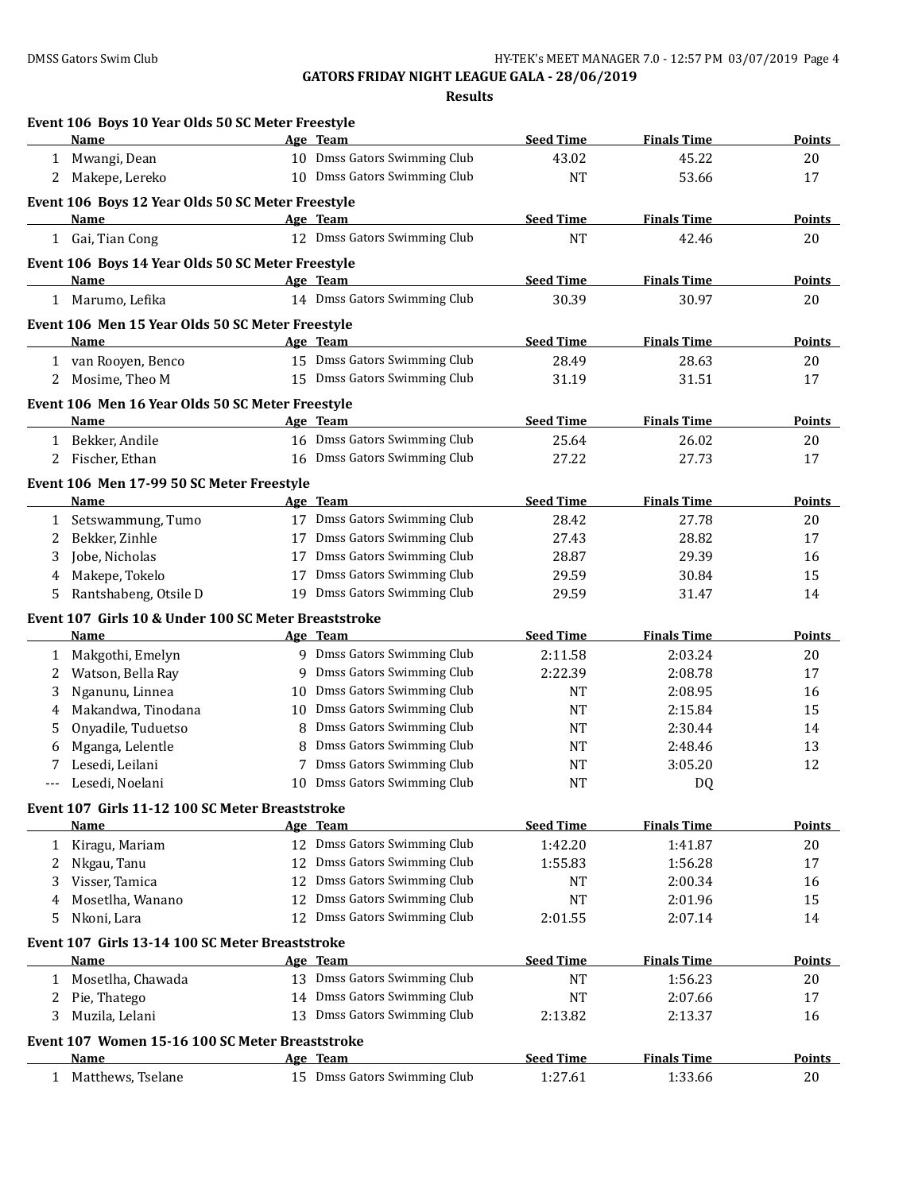**GATORS FRIDAY NIGHT LEAGUE GALA - 28/06/2019**

**Results**

### Event 106 Boys 10 Year Olds 50 SC Meter Freestyle

| | Name | Age | Team | Seed Time | Finals Time | Points |
|---|---|---|---|---|---|---|
| 1 | Mwangi, Dean | 10 | Dmss Gators Swimming Club | 43.02 | 45.22 | 20 |
| 2 | Makepe, Lereko | 10 | Dmss Gators Swimming Club | NT | 53.66 | 17 |

### Event 106 Boys 12 Year Olds 50 SC Meter Freestyle

| | Name | Age | Team | Seed Time | Finals Time | Points |
|---|---|---|---|---|---|---|
| 1 | Gai, Tian Cong | 12 | Dmss Gators Swimming Club | NT | 42.46 | 20 |

### Event 106 Boys 14 Year Olds 50 SC Meter Freestyle

| | Name | Age | Team | Seed Time | Finals Time | Points |
|---|---|---|---|---|---|---|
| 1 | Marumo, Lefika | 14 | Dmss Gators Swimming Club | 30.39 | 30.97 | 20 |

### Event 106 Men 15 Year Olds 50 SC Meter Freestyle

| | Name | Age | Team | Seed Time | Finals Time | Points |
|---|---|---|---|---|---|---|
| 1 | van Rooyen, Benco | 15 | Dmss Gators Swimming Club | 28.49 | 28.63 | 20 |
| 2 | Mosime, Theo M | 15 | Dmss Gators Swimming Club | 31.19 | 31.51 | 17 |

### Event 106 Men 16 Year Olds 50 SC Meter Freestyle

| | Name | Age | Team | Seed Time | Finals Time | Points |
|---|---|---|---|---|---|---|
| 1 | Bekker, Andile | 16 | Dmss Gators Swimming Club | 25.64 | 26.02 | 20 |
| 2 | Fischer, Ethan | 16 | Dmss Gators Swimming Club | 27.22 | 27.73 | 17 |

### Event 106 Men 17-99 50 SC Meter Freestyle

| | Name | Age | Team | Seed Time | Finals Time | Points |
|---|---|---|---|---|---|---|
| 1 | Setswammung, Tumo | 17 | Dmss Gators Swimming Club | 28.42 | 27.78 | 20 |
| 2 | Bekker, Zinhle | 17 | Dmss Gators Swimming Club | 27.43 | 28.82 | 17 |
| 3 | Jobe, Nicholas | 17 | Dmss Gators Swimming Club | 28.87 | 29.39 | 16 |
| 4 | Makepe, Tokelo | 17 | Dmss Gators Swimming Club | 29.59 | 30.84 | 15 |
| 5 | Rantshabeng, Otsile D | 19 | Dmss Gators Swimming Club | 29.59 | 31.47 | 14 |

### Event 107 Girls 10 & Under 100 SC Meter Breaststroke

| | Name | Age | Team | Seed Time | Finals Time | Points |
|---|---|---|---|---|---|---|
| 1 | Makgothi, Emelyn | 9 | Dmss Gators Swimming Club | 2:11.58 | 2:03.24 | 20 |
| 2 | Watson, Bella Ray | 9 | Dmss Gators Swimming Club | 2:22.39 | 2:08.78 | 17 |
| 3 | Nganunu, Linnea | 10 | Dmss Gators Swimming Club | NT | 2:08.95 | 16 |
| 4 | Makandwa, Tinodana | 10 | Dmss Gators Swimming Club | NT | 2:15.84 | 15 |
| 5 | Onyadile, Tuduetso | 8 | Dmss Gators Swimming Club | NT | 2:30.44 | 14 |
| 6 | Mganga, Lelentle | 8 | Dmss Gators Swimming Club | NT | 2:48.46 | 13 |
| 7 | Lesedi, Leilani | 7 | Dmss Gators Swimming Club | NT | 3:05.20 | 12 |
| --- | Lesedi, Noelani | 10 | Dmss Gators Swimming Club | NT | DQ | |

### Event 107 Girls 11-12 100 SC Meter Breaststroke

| | Name | Age | Team | Seed Time | Finals Time | Points |
|---|---|---|---|---|---|---|
| 1 | Kiragu, Mariam | 12 | Dmss Gators Swimming Club | 1:42.20 | 1:41.87 | 20 |
| 2 | Nkgau, Tanu | 12 | Dmss Gators Swimming Club | 1:55.83 | 1:56.28 | 17 |
| 3 | Visser, Tamica | 12 | Dmss Gators Swimming Club | NT | 2:00.34 | 16 |
| 4 | Mosetlha, Wanano | 12 | Dmss Gators Swimming Club | NT | 2:01.96 | 15 |
| 5 | Nkoni, Lara | 12 | Dmss Gators Swimming Club | 2:01.55 | 2:07.14 | 14 |

### Event 107 Girls 13-14 100 SC Meter Breaststroke

| | Name | Age | Team | Seed Time | Finals Time | Points |
|---|---|---|---|---|---|---|
| 1 | Mosetlha, Chawada | 13 | Dmss Gators Swimming Club | NT | 1:56.23 | 20 |
| 2 | Pie, Thatego | 14 | Dmss Gators Swimming Club | NT | 2:07.66 | 17 |
| 3 | Muzila, Lelani | 13 | Dmss Gators Swimming Club | 2:13.82 | 2:13.37 | 16 |

### Event 107 Women 15-16 100 SC Meter Breaststroke

| | Name | Age | Team | Seed Time | Finals Time | Points |
|---|---|---|---|---|---|---|
| 1 | Matthews, Tselane | 15 | Dmss Gators Swimming Club | 1:27.61 | 1:33.66 | 20 |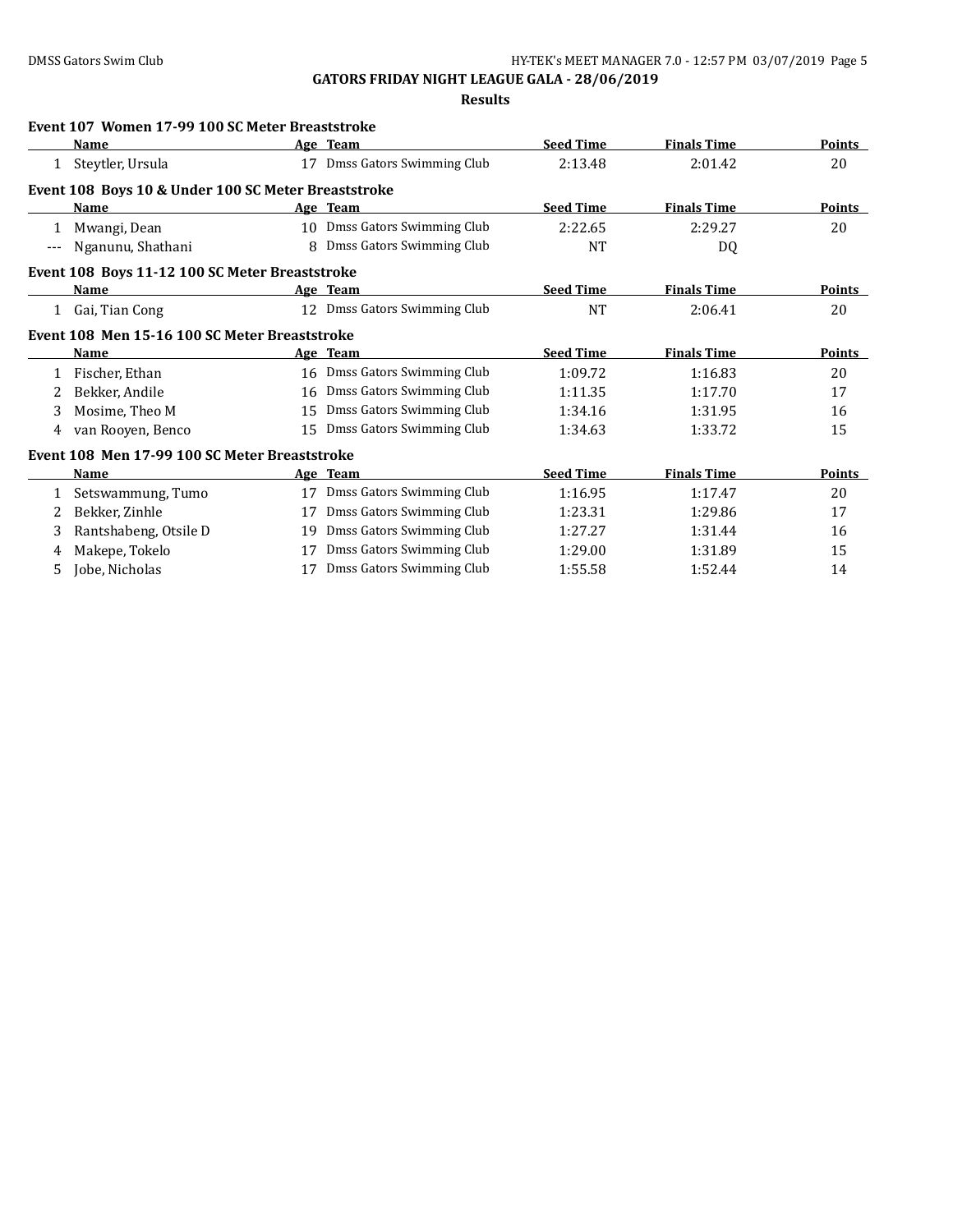**GATORS FRIDAY NIGHT LEAGUE GALA - 28/06/2019**

**Results**

### Event 107 Women 17-99 100 SC Meter Breaststroke

| | Name | Age | Team | Seed Time | Finals Time | Points |
|---|---|---|---|---|---|---|
| 1 | Steytler, Ursula | 17 | Dmss Gators Swimming Club | 2:13.48 | 2:01.42 | 20 |

### Event 108 Boys 10 & Under 100 SC Meter Breaststroke

| | Name | Age | Team | Seed Time | Finals Time | Points |
|---|---|---|---|---|---|---|
| 1 | Mwangi, Dean | 10 | Dmss Gators Swimming Club | 2:22.65 | 2:29.27 | 20 |
| --- | Nganunu, Shathani | 8 | Dmss Gators Swimming Club | NT | DQ | |

### Event 108 Boys 11-12 100 SC Meter Breaststroke

| | Name | Age | Team | Seed Time | Finals Time | Points |
|---|---|---|---|---|---|---|
| 1 | Gai, Tian Cong | 12 | Dmss Gators Swimming Club | NT | 2:06.41 | 20 |

### Event 108 Men 15-16 100 SC Meter Breaststroke

| | Name | Age | Team | Seed Time | Finals Time | Points |
|---|---|---|---|---|---|---|
| 1 | Fischer, Ethan | 16 | Dmss Gators Swimming Club | 1:09.72 | 1:16.83 | 20 |
| 2 | Bekker, Andile | 16 | Dmss Gators Swimming Club | 1:11.35 | 1:17.70 | 17 |
| 3 | Mosime, Theo M | 15 | Dmss Gators Swimming Club | 1:34.16 | 1:31.95 | 16 |
| 4 | van Rooyen, Benco | 15 | Dmss Gators Swimming Club | 1:34.63 | 1:33.72 | 15 |

### Event 108 Men 17-99 100 SC Meter Breaststroke

| | Name | Age | Team | Seed Time | Finals Time | Points |
|---|---|---|---|---|---|---|
| 1 | Setswammung, Tumo | 17 | Dmss Gators Swimming Club | 1:16.95 | 1:17.47 | 20 |
| 2 | Bekker, Zinhle | 17 | Dmss Gators Swimming Club | 1:23.31 | 1:29.86 | 17 |
| 3 | Rantshabeng, Otsile D | 19 | Dmss Gators Swimming Club | 1:27.27 | 1:31.44 | 16 |
| 4 | Makepe, Tokelo | 17 | Dmss Gators Swimming Club | 1:29.00 | 1:31.89 | 15 |
| 5 | Jobe, Nicholas | 17 | Dmss Gators Swimming Club | 1:55.58 | 1:52.44 | 14 |